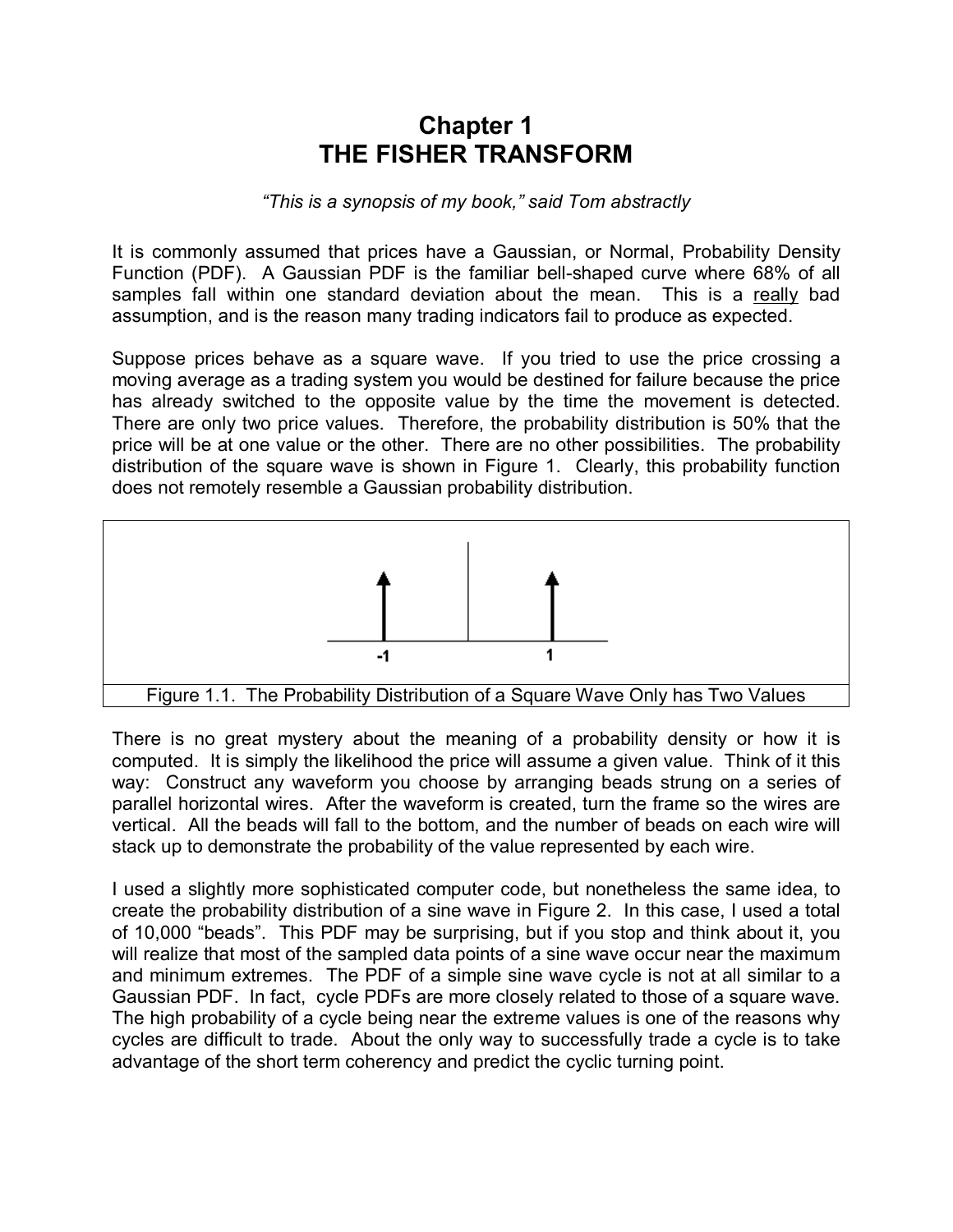# Chapter 1
# THE FISHER TRANSFORM

*"This is a synopsis of my book," said Tom abstractly*

It is commonly assumed that prices have a Gaussian, or Normal, Probability Density Function (PDF). A Gaussian PDF is the familiar bell-shaped curve where 68% of all samples fall within one standard deviation about the mean. This is a <u>really</u> bad assumption, and is the reason many trading indicators fail to produce as expected.

Suppose prices behave as a square wave. If you tried to use the price crossing a moving average as a trading system you would be destined for failure because the price has already switched to the opposite value by the time the movement is detected. There are only two price values. Therefore, the probability distribution is 50% that the price will be at one value or the other. There are no other possibilities. The probability distribution of the square wave is shown in Figure 1. Clearly, this probability function does not remotely resemble a Gaussian probability distribution.

Figure 1.1. The Probability Distribution of a Square Wave Only has Two Values

There is no great mystery about the meaning of a probability density or how it is computed. It is simply the likelihood the price will assume a given value. Think of it this way: Construct any waveform you choose by arranging beads strung on a series of parallel horizontal wires. After the waveform is created, turn the frame so the wires are vertical. All the beads will fall to the bottom, and the number of beads on each wire will stack up to demonstrate the probability of the value represented by each wire.

I used a slightly more sophisticated computer code, but nonetheless the same idea, to create the probability distribution of a sine wave in Figure 2. In this case, I used a total of 10,000 "beads". This PDF may be surprising, but if you stop and think about it, you will realize that most of the sampled data points of a sine wave occur near the maximum and minimum extremes. The PDF of a simple sine wave cycle is not at all similar to a Gaussian PDF. In fact, cycle PDFs are more closely related to those of a square wave. The high probability of a cycle being near the extreme values is one of the reasons why cycles are difficult to trade. About the only way to successfully trade a cycle is to take advantage of the short term coherency and predict the cyclic turning point.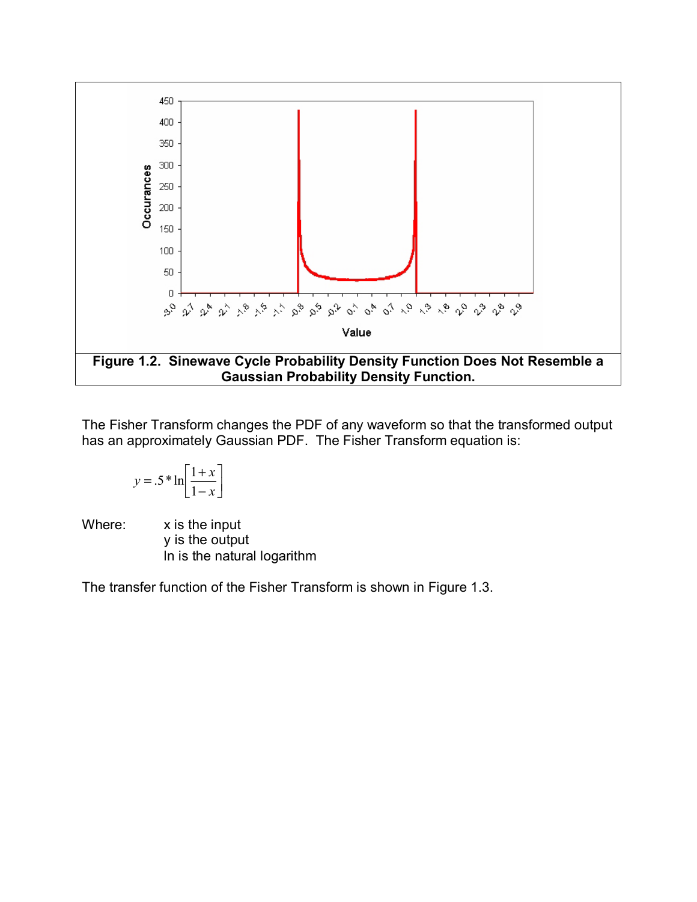**Figure 1.2. Sinewave Cycle Probability Density Function Does Not Resemble a Gaussian Probability Density Function.**

The Fisher Transform changes the PDF of any waveform so that the transformed output has an approximately Gaussian PDF. The Fisher Transform equation is:

$$y = .5 * \ln\left[\frac{1+x}{1-x}\right]$$

Where: x is the input
y is the output
ln is the natural logarithm

The transfer function of the Fisher Transform is shown in Figure 1.3.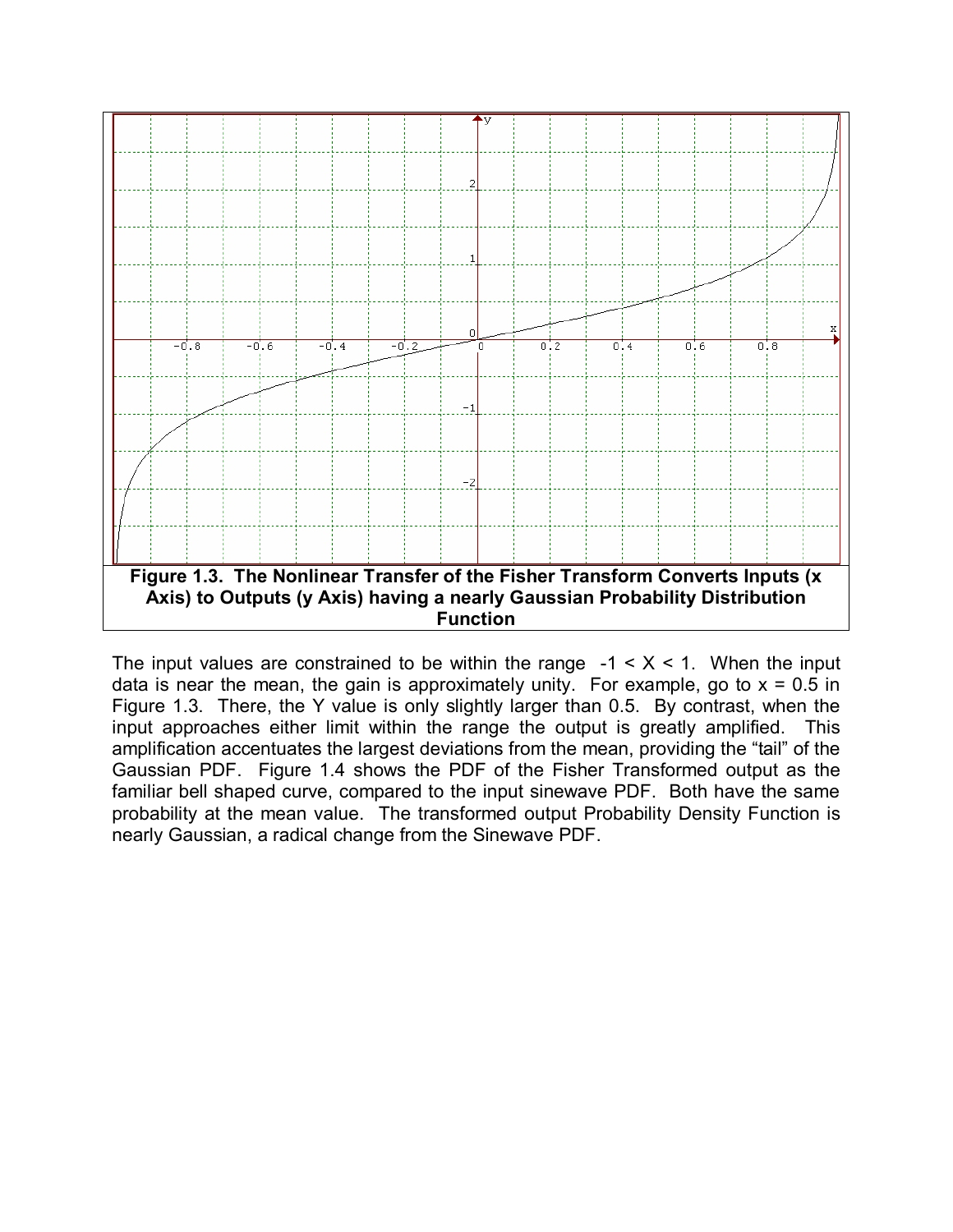**Figure 1.3. The Nonlinear Transfer of the Fisher Transform Converts Inputs (x Axis) to Outputs (y Axis) having a nearly Gaussian Probability Distribution Function**

The input values are constrained to be within the range $-1 < X < 1$. When the input data is near the mean, the gain is approximately unity. For example, go to $x = 0.5$ in Figure 1.3. There, the Y value is only slightly larger than 0.5. By contrast, when the input approaches either limit within the range the output is greatly amplified. This amplification accentuates the largest deviations from the mean, providing the "tail" of the Gaussian PDF. Figure 1.4 shows the PDF of the Fisher Transformed output as the familiar bell shaped curve, compared to the input sinewave PDF. Both have the same probability at the mean value. The transformed output Probability Density Function is nearly Gaussian, a radical change from the Sinewave PDF.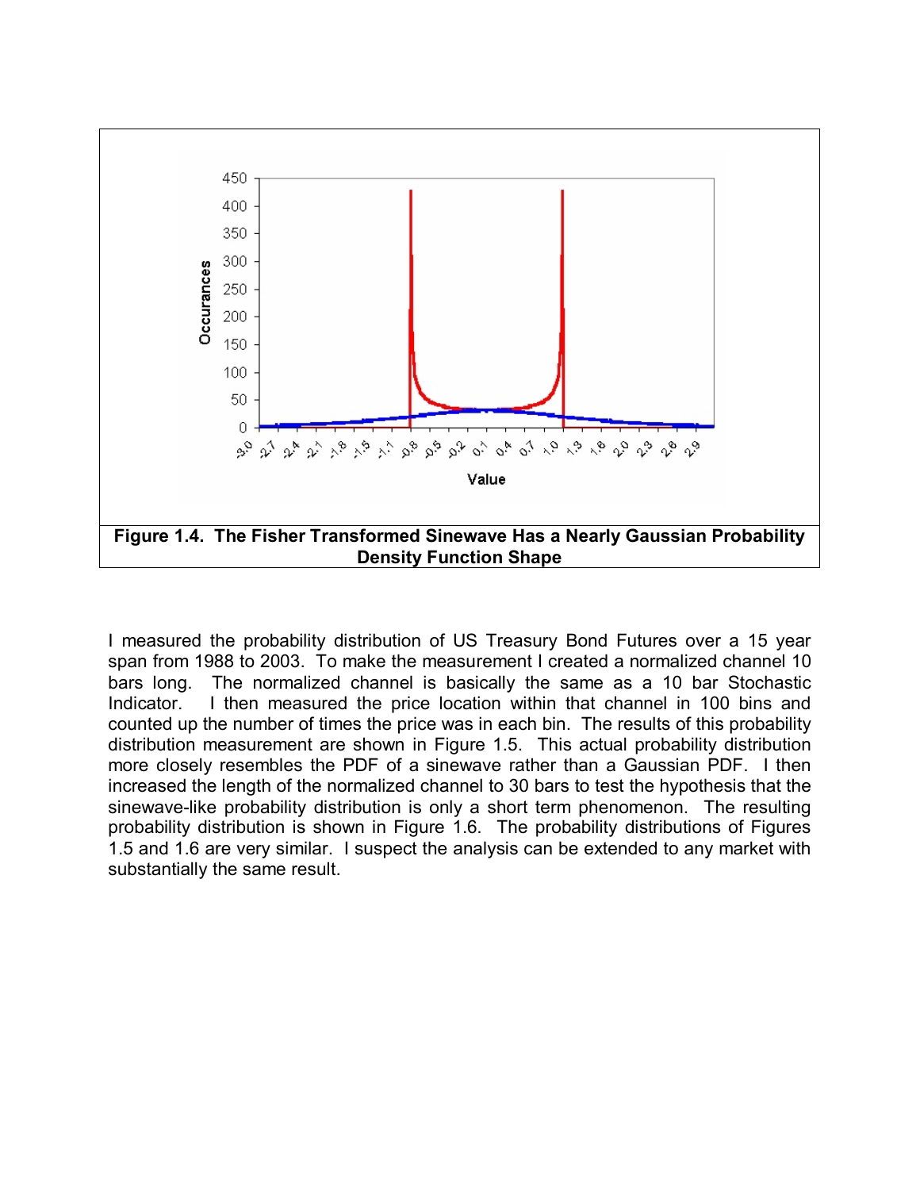**Figure 1.4. The Fisher Transformed Sinewave Has a Nearly Gaussian Probability Density Function Shape**

I measured the probability distribution of US Treasury Bond Futures over a 15 year span from 1988 to 2003. To make the measurement I created a normalized channel 10 bars long. The normalized channel is basically the same as a 10 bar Stochastic Indicator. I then measured the price location within that channel in 100 bins and counted up the number of times the price was in each bin. The results of this probability distribution measurement are shown in Figure 1.5. This actual probability distribution more closely resembles the PDF of a sinewave rather than a Gaussian PDF. I then increased the length of the normalized channel to 30 bars to test the hypothesis that the sinewave-like probability distribution is only a short term phenomenon. The resulting probability distribution is shown in Figure 1.6. The probability distributions of Figures 1.5 and 1.6 are very similar. I suspect the analysis can be extended to any market with substantially the same result.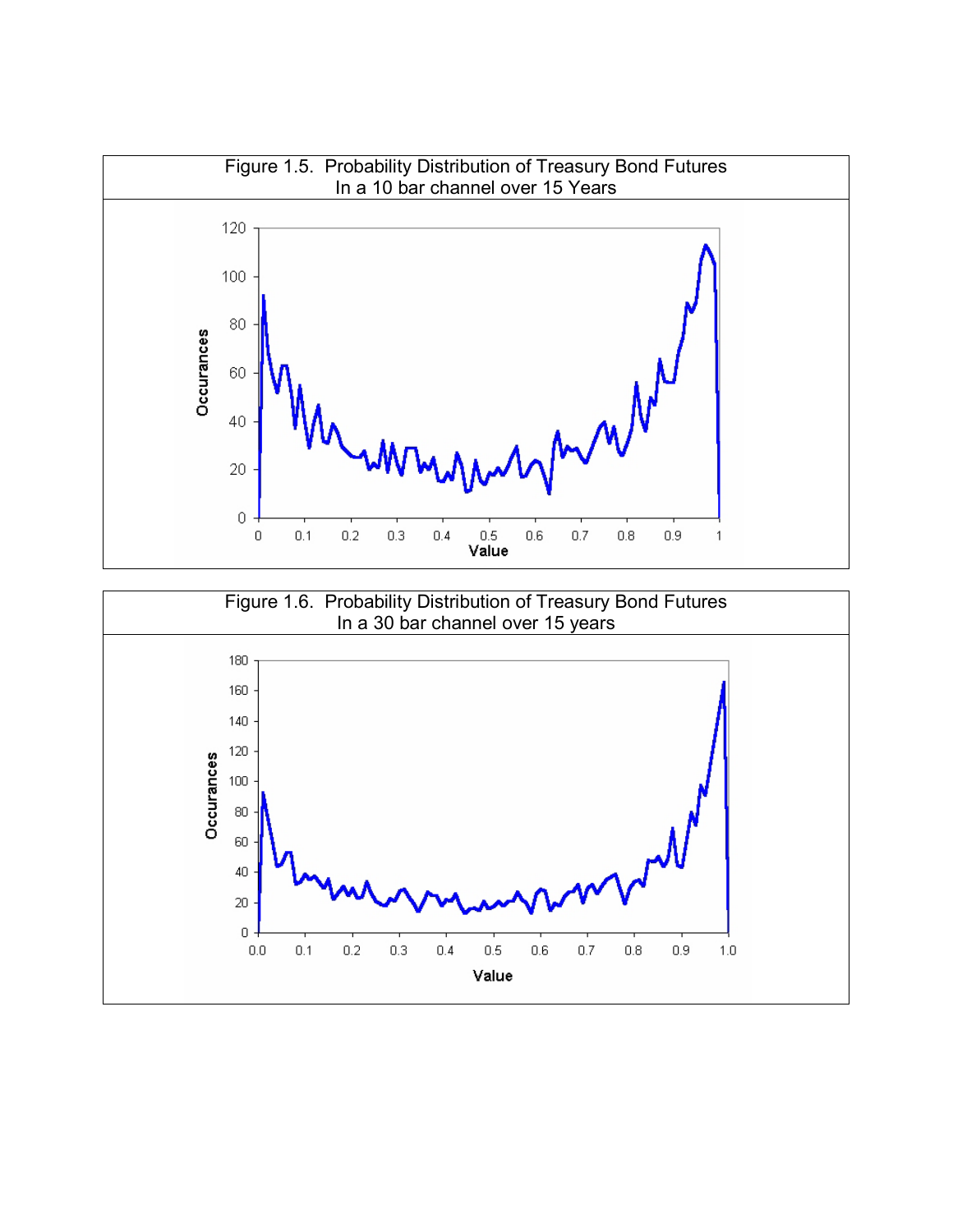Figure 1.5. Probability Distribution of Treasury Bond Futures
In a 10 bar channel over 15 Years

Figure 1.6. Probability Distribution of Treasury Bond Futures
In a 30 bar channel over 15 years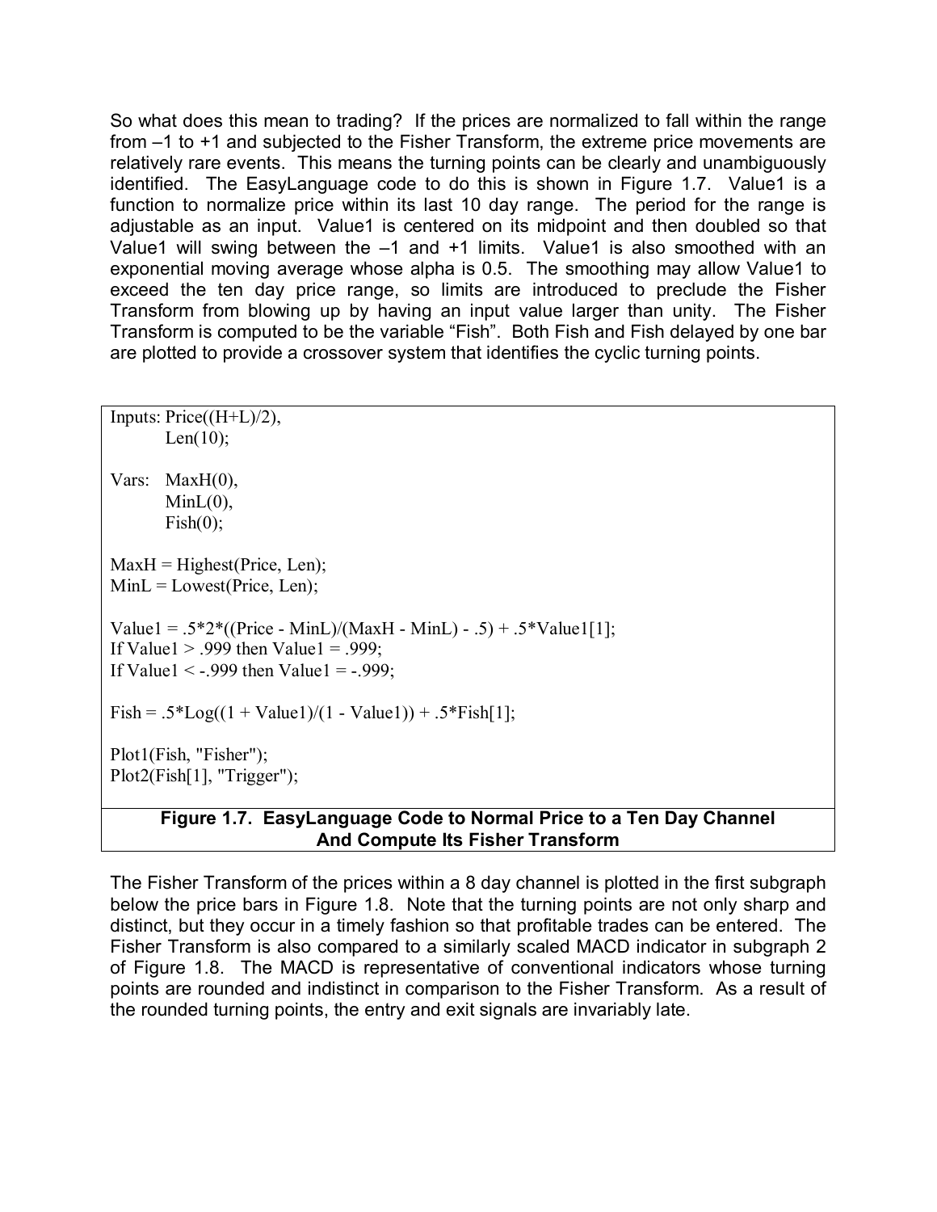So what does this mean to trading? If the prices are normalized to fall within the range from –1 to +1 and subjected to the Fisher Transform, the extreme price movements are relatively rare events. This means the turning points can be clearly and unambiguously identified. The EasyLanguage code to do this is shown in Figure 1.7. Value1 is a function to normalize price within its last 10 day range. The period for the range is adjustable as an input. Value1 is centered on its midpoint and then doubled so that Value1 will swing between the –1 and +1 limits. Value1 is also smoothed with an exponential moving average whose alpha is 0.5. The smoothing may allow Value1 to exceed the ten day price range, so limits are introduced to preclude the Fisher Transform from blowing up by having an input value larger than unity. The Fisher Transform is computed to be the variable "Fish". Both Fish and Fish delayed by one bar are plotted to provide a crossover system that identifies the cyclic turning points.

```
Inputs: Price((H+L)/2),
        Len(10);

Vars:   MaxH(0),
        MinL(0),
        Fish(0);

MaxH = Highest(Price, Len);
MinL = Lowest(Price, Len);

Value1 = .5*2*((Price - MinL)/(MaxH - MinL) - .5) + .5*Value1[1];
If Value1 > .999 then Value1 = .999;
If Value1 < -.999 then Value1 = -.999;

Fish = .5*Log((1 + Value1)/(1 - Value1)) + .5*Fish[1];

Plot1(Fish, "Fisher");
Plot2(Fish[1], "Trigger");
```

**Figure 1.7. EasyLanguage Code to Normal Price to a Ten Day Channel And Compute Its Fisher Transform**

The Fisher Transform of the prices within a 8 day channel is plotted in the first subgraph below the price bars in Figure 1.8. Note that the turning points are not only sharp and distinct, but they occur in a timely fashion so that profitable trades can be entered. The Fisher Transform is also compared to a similarly scaled MACD indicator in subgraph 2 of Figure 1.8. The MACD is representative of conventional indicators whose turning points are rounded and indistinct in comparison to the Fisher Transform. As a result of the rounded turning points, the entry and exit signals are invariably late.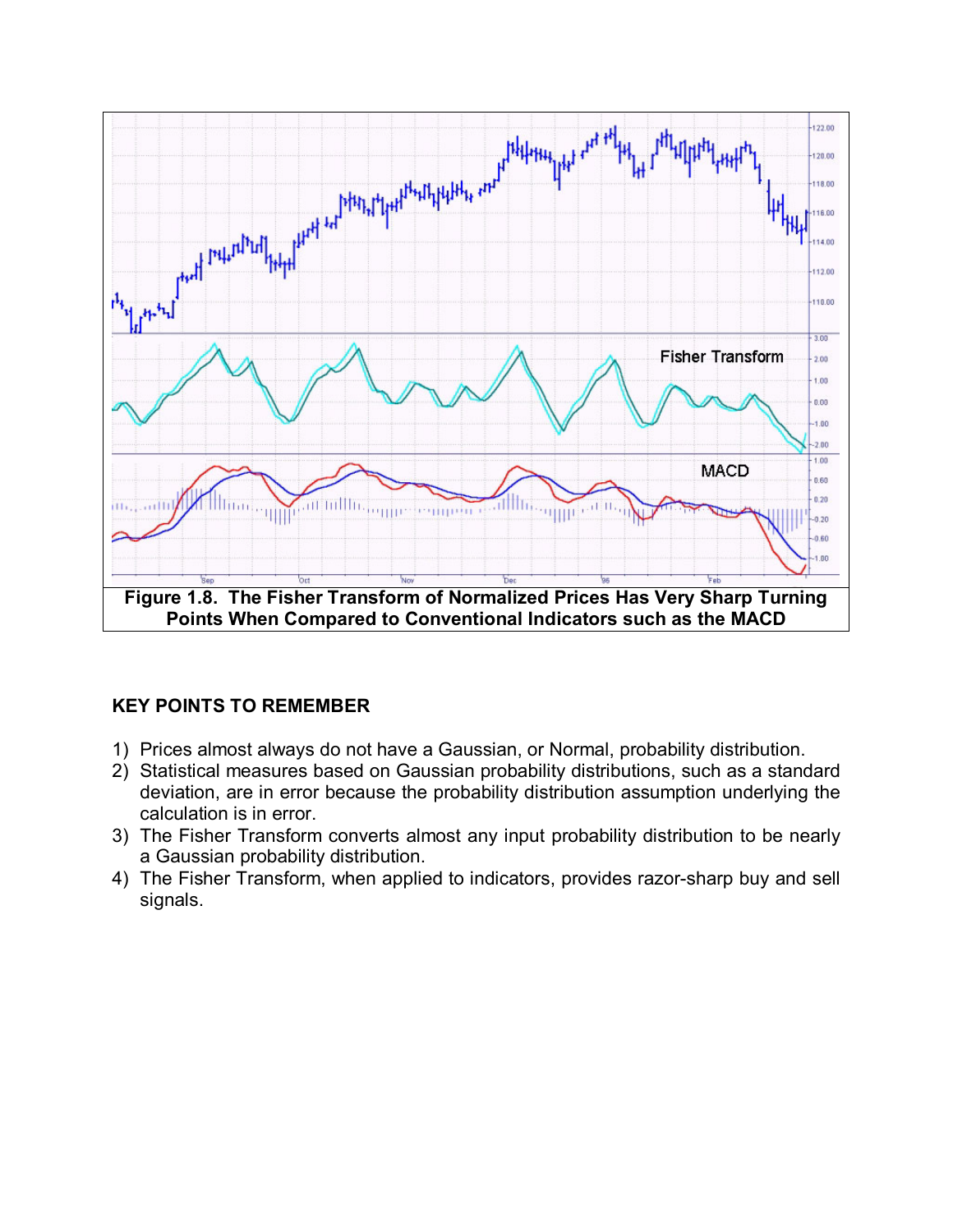122.00
120.00
118.00
116.00
114.00
112.00
110.00

Fisher Transform

3.00
2.00
1.00
0.00
-1.00
-2.00

MACD

1.00
0.60
0.20
-0.20
-0.60
-1.00

Sep
Oct
Nov
Dec
96
Feb

**Figure 1.8. The Fisher Transform of Normalized Prices Has Very Sharp Turning Points When Compared to Conventional Indicators such as the MACD**

## KEY POINTS TO REMEMBER

1) Prices almost always do not have a Gaussian, or Normal, probability distribution.
2) Statistical measures based on Gaussian probability distributions, such as a standard deviation, are in error because the probability distribution assumption underlying the calculation is in error.
3) The Fisher Transform converts almost any input probability distribution to be nearly a Gaussian probability distribution.
4) The Fisher Transform, when applied to indicators, provides razor-sharp buy and sell signals.